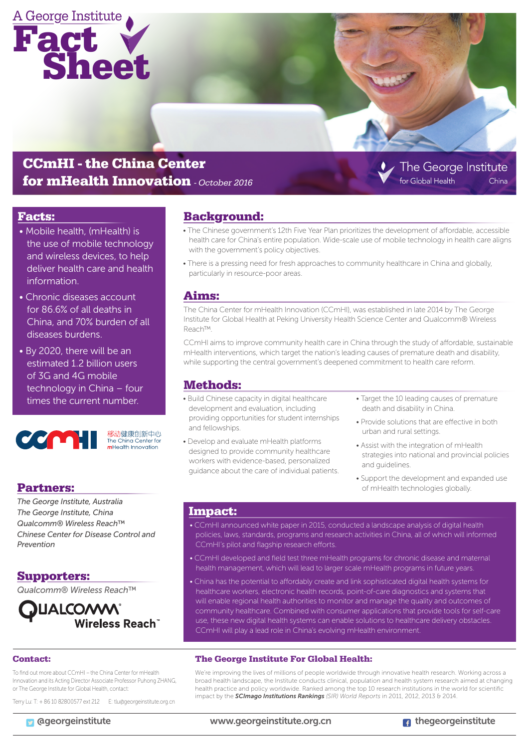A George Institute

# Fact Sheet

## CCmHI - the China Center for mHealth Innovation - *October 2016*

The George Institute for Global Health China

## Facts:

- Mobile health, (mHealth) is the use of mobile technology and wireless devices, to help deliver health care and health information.
- Chronic diseases account for 86.6% of all deaths in China, and 70% burden of all diseases burdens.
- By 2020, there will be an estimated 1.2 billion users of 3G and 4G mobile technology in China – four times the current number.

CCmHI 移动健康创新中心 The China Center for mHealth Innovation

## Partners:

*The George Institute, Australia*
*The George Institute, China*
*Qualcomm® Wireless Reach™*
*Chinese Center for Disease Control and Prevention*

## Supporters:

*Qualcomm® Wireless Reach™*

QUALCOMM Wireless Reach™

## Background:

- The Chinese government's 12th Five Year Plan prioritizes the development of affordable, accessible health care for China's entire population. Wide-scale use of mobile technology in health care aligns with the government's policy objectives.
- There is a pressing need for fresh approaches to community healthcare in China and globally, particularly in resource-poor areas.

## Aims:

The China Center for mHealth Innovation (CCmHI), was established in late 2014 by The George Institute for Global Health at Peking University Health Science Center and Qualcomm® Wireless Reach™.

CCmHI aims to improve community health care in China through the study of affordable, sustainable mHealth interventions, which target the nation's leading causes of premature death and disability, while supporting the central government's deepened commitment to health care reform.

## Methods:

- Build Chinese capacity in digital healthcare development and evaluation, including providing opportunities for student internships and fellowships.
- Develop and evaluate mHealth platforms designed to provide community healthcare workers with evidence-based, personalized guidance about the care of individual patients.
- Target the 10 leading causes of premature death and disability in China.
- Provide solutions that are effective in both urban and rural settings.
- Assist with the integration of mHealth strategies into national and provincial policies and guidelines.
- Support the development and expanded use of mHealth technologies globally.

## Impact:

- CCmHI announced white paper in 2015, conducted a landscape analysis of digital health policies, laws, standards, programs and research activities in China, all of which will informed CCmHI's pilot and flagship research efforts.
- CCmHI developed and field test three mHealth programs for chronic disease and maternal health management, which will lead to larger scale mHealth programs in future years.
- China has the potential to affordably create and link sophisticated digital health systems for healthcare workers, electronic health records, point-of-care diagnostics and systems that will enable regional health authorities to monitor and manage the quality and outcomes of community healthcare. Combined with consumer applications that provide tools for self-care use, these new digital health systems can enable solutions to healthcare delivery obstacles. CCmHI will play a lead role in China's evolving mHealth environment.

## Contact:

To find out more about CCmHI – the China Center for mHealth Innovation and its Acting Director Associate Professor Puhong ZHANG, or The George Institute for Global Health, contact:

Terry Lu: T: + 86 10 82800577 ext 212 E: tlu@georgeinstitute.org.cn

## The George Institute For Global Health:

We're improving the lives of millions of people worldwide through innovative health research. Working across a broad health landscape, the Institute conducts clinical, population and health system research aimed at changing health practice and policy worldwide. Ranked among the top 10 research institutions in the world for scientific impact by the ***SCImago Institutions Rankings*** *(SIR) World Reports* in 2011, 2012, 2013 & 2014.

@georgeinstitute www.georgeinstitute.org.cn thegeorgeinstitute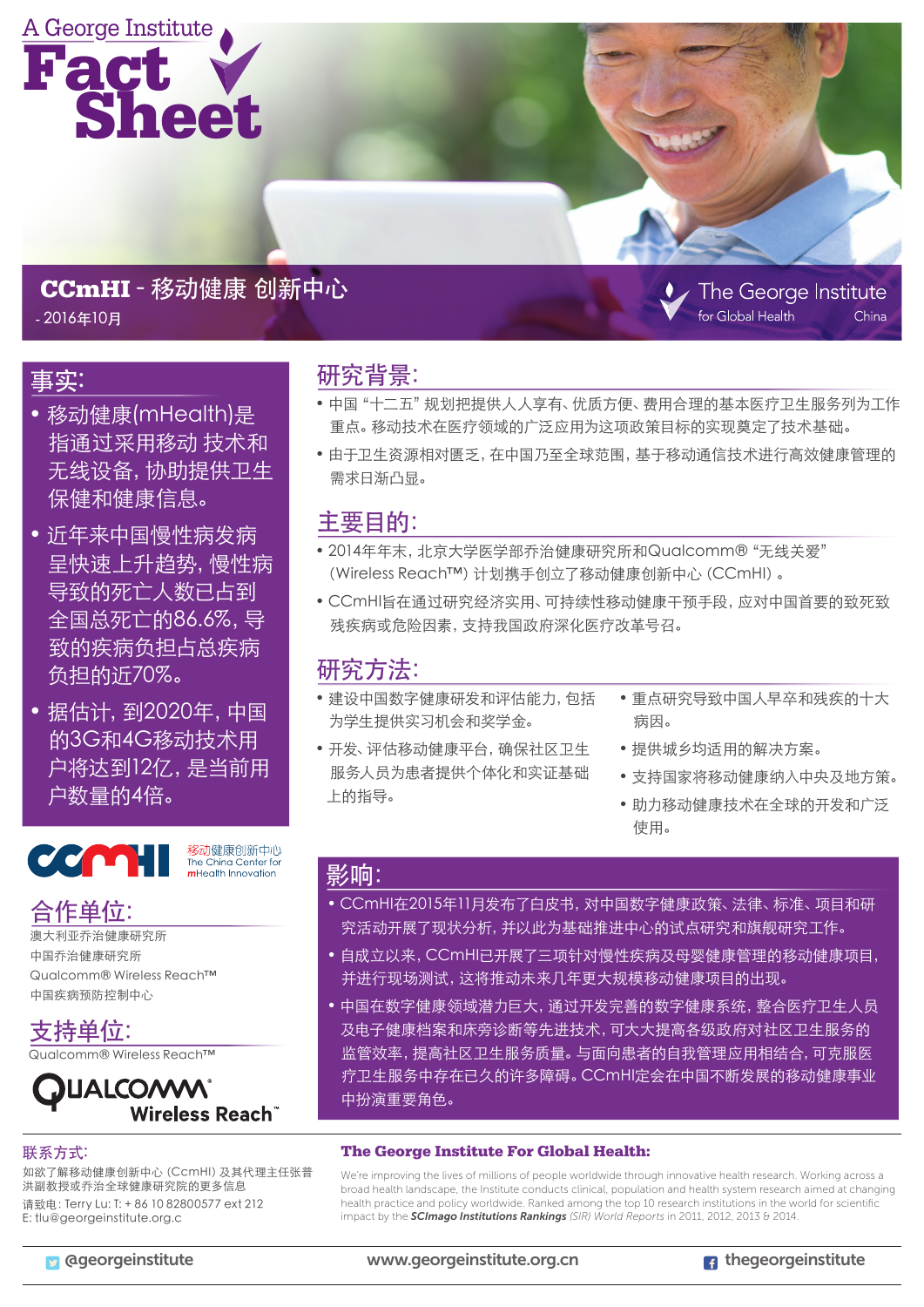# A George Institute Fact Sheet

## CCmHI - 移动健康 创新中心

- 2016年10月

The George Institute for Global Health China

## 事实:

- 移动健康(mHealth)是指通过采用移动 技术和无线设备，协助提供卫生保健和健康信息。
- 近年来中国慢性病发病呈快速上升趋势，慢性病导致的死亡人数已占到全国总死亡的86.6%，导致的疾病负担占总疾病负担的近70%。
- 据估计，到2020年，中国的3G和4G移动技术用户将达到12亿，是当前用户数量的4倍。

CCmHI 移动健康创新中心 The China Center for mHealth Innovation

## 合作单位:

澳大利亚乔治健康研究所
中国乔治健康研究所
Qualcomm® Wireless Reach™
中国疾病预防控制中心

## 支持单位:

Qualcomm® Wireless Reach™

QUALCOMM® Wireless Reach™

## 研究背景:

- 中国“十二五”规划把提供人人享有、优质方便、费用合理的基本医疗卫生服务列为工作重点。移动技术在医疗领域的广泛应用为这项政策目标的实现奠定了技术基础。
- 由于卫生资源相对匮乏，在中国乃至全球范围，基于移动通信技术进行高效健康管理的需求日渐凸显。

## 主要目的:

- 2014年年末，北京大学医学部乔治健康研究所和Qualcomm® “无线关爱”(Wireless Reach™) 计划携手创立了移动健康创新中心 (CCmHI) 。
- CCmHI旨在通过研究经济实用、可持续性移动健康干预手段，应对中国首要的致死致残疾病或危险因素，支持我国政府深化医疗改革号召。

## 研究方法:

- 建设中国数字健康研发和评估能力，包括为学生提供实习机会和奖学金。
- 开发、评估移动健康平台，确保社区卫生服务人员为患者提供个体化和实证基础上的指导。
- 重点研究导致中国人早卒和残疾的十大病因。
- 提供城乡均适用的解决方案。
- 支持国家将移动健康纳入中央及地方策。
- 助力移动健康技术在全球的开发和广泛使用。

## 影响:

- CCmHI在2015年11月发布了白皮书，对中国数字健康政策、法律、标准、项目和研究活动开展了现状分析，并以此为基础推进中心的试点研究和旗舰研究工作。
- 自成立以来，CCmHI已开展了三项针对慢性疾病及母婴健康管理的移动健康项目，并进行现场测试，这将推动未来几年更大规模移动健康项目的出现。
- 中国在数字健康领域潜力巨大，通过开发完善的数字健康系统，整合医疗卫生人员及电子健康档案和床旁诊断等先进技术，可大大提高各级政府对社区卫生服务的监管效率，提高社区卫生服务质量。与面向患者的自我管理应用相结合，可克服医疗卫生服务中存在已久的许多障碍。CCmHI定会在中国不断发展的移动健康事业中扮演重要角色。

## 联系方式:

如欲了解移动健康创新中心 (CcmHI) 及其代理主任张普洪副教授或乔治全球健康研究院的更多信息
请致电：Terry Lu: T: + 86 10 82800577 ext 212
E: tlu@georgeinstitute.org.c

## The George Institute For Global Health:

We're improving the lives of millions of people worldwide through innovative health research. Working across a broad health landscape, the Institute conducts clinical, population and health system research aimed at changing health practice and policy worldwide. Ranked among the top 10 research institutions in the world for scientific impact by the ***SCImago Institutions Rankings*** *(SIR) World Reports* in 2011, 2012, 2013 & 2014.

@georgeinstitute www.georgeinstitute.org.cn thegeorgeinstitute